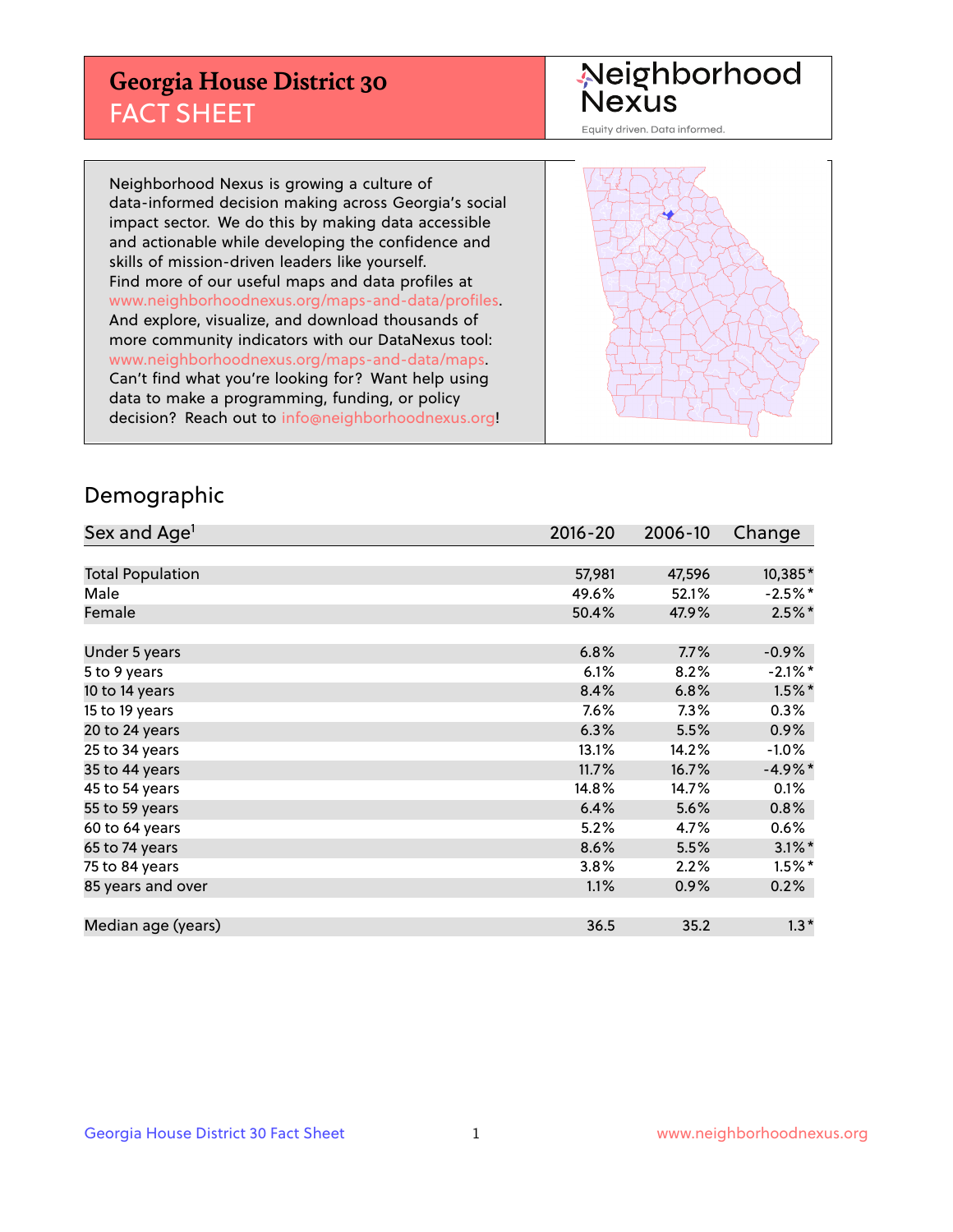# Georgia House District 30
## FACT SHEET

Neighborhood Nexus

Equity driven. Data informed.

Neighborhood Nexus is growing a culture of data-informed decision making across Georgia's social impact sector. We do this by making data accessible and actionable while developing the confidence and skills of mission-driven leaders like yourself. Find more of our useful maps and data profiles at www.neighborhoodnexus.org/maps-and-data/profiles. And explore, visualize, and download thousands of more community indicators with our DataNexus tool: www.neighborhoodnexus.org/maps-and-data/maps. Can't find what you're looking for? Want help using data to make a programming, funding, or policy decision? Reach out to info@neighborhoodnexus.org!

## Demographic

| Sex and Age[1] | 2016-20 | 2006-10 | Change |
|---|---|---|---|
| Total Population | 57,981 | 47,596 | 10,385* |
| Male | 49.6% | 52.1% | -2.5%* |
| Female | 50.4% | 47.9% | 2.5%* |
| | | | |
| Under 5 years | 6.8% | 7.7% | -0.9% |
| 5 to 9 years | 6.1% | 8.2% | -2.1%* |
| 10 to 14 years | 8.4% | 6.8% | 1.5%* |
| 15 to 19 years | 7.6% | 7.3% | 0.3% |
| 20 to 24 years | 6.3% | 5.5% | 0.9% |
| 25 to 34 years | 13.1% | 14.2% | -1.0% |
| 35 to 44 years | 11.7% | 16.7% | -4.9%* |
| 45 to 54 years | 14.8% | 14.7% | 0.1% |
| 55 to 59 years | 6.4% | 5.6% | 0.8% |
| 60 to 64 years | 5.2% | 4.7% | 0.6% |
| 65 to 74 years | 8.6% | 5.5% | 3.1%* |
| 75 to 84 years | 3.8% | 2.2% | 1.5%* |
| 85 years and over | 1.1% | 0.9% | 0.2% |
| | | | |
| Median age (years) | 36.5 | 35.2 | 1.3* |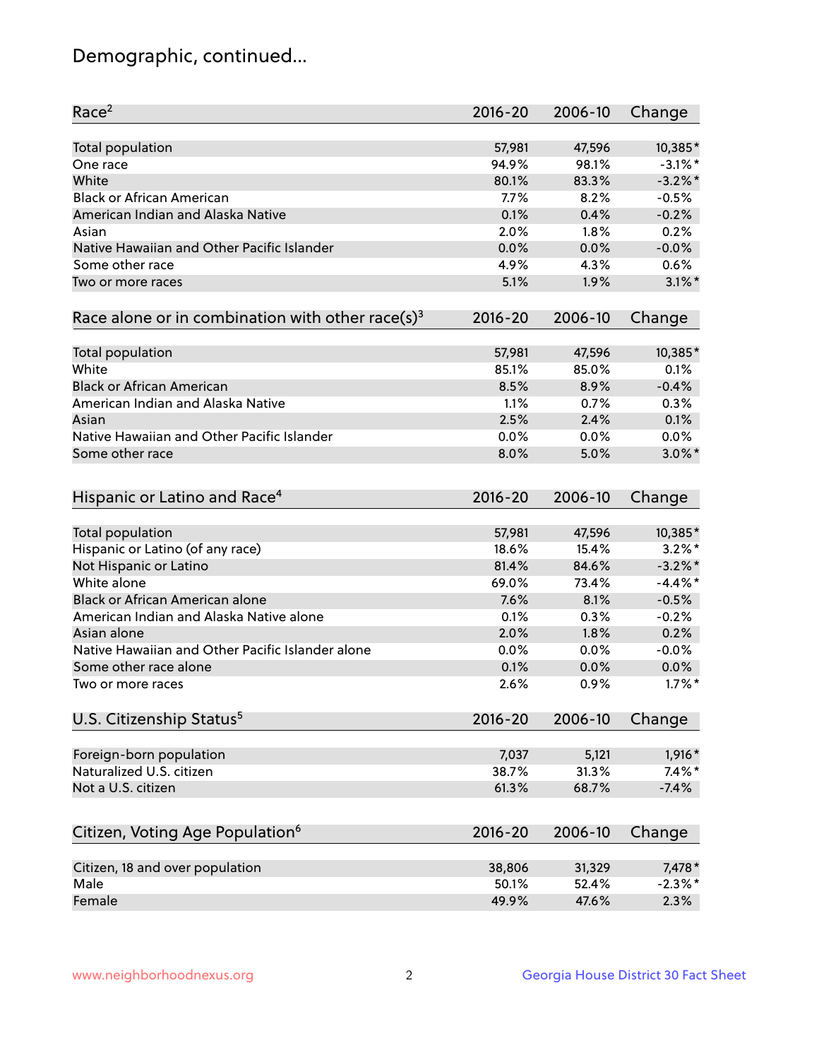# Demographic, continued...

| Race[2] | 2016-20 | 2006-10 | Change |
|---|---|---|---|
| Total population | 57,981 | 47,596 | 10,385* |
| One race | 94.9% | 98.1% | -3.1%* |
| White | 80.1% | 83.3% | -3.2%* |
| Black or African American | 7.7% | 8.2% | -0.5% |
| American Indian and Alaska Native | 0.1% | 0.4% | -0.2% |
| Asian | 2.0% | 1.8% | 0.2% |
| Native Hawaiian and Other Pacific Islander | 0.0% | 0.0% | -0.0% |
| Some other race | 4.9% | 4.3% | 0.6% |
| Two or more races | 5.1% | 1.9% | 3.1%* |

| Race alone or in combination with other race(s)[3] | 2016-20 | 2006-10 | Change |
|---|---|---|---|
| Total population | 57,981 | 47,596 | 10,385* |
| White | 85.1% | 85.0% | 0.1% |
| Black or African American | 8.5% | 8.9% | -0.4% |
| American Indian and Alaska Native | 1.1% | 0.7% | 0.3% |
| Asian | 2.5% | 2.4% | 0.1% |
| Native Hawaiian and Other Pacific Islander | 0.0% | 0.0% | 0.0% |
| Some other race | 8.0% | 5.0% | 3.0%* |

| Hispanic or Latino and Race[4] | 2016-20 | 2006-10 | Change |
|---|---|---|---|
| Total population | 57,981 | 47,596 | 10,385* |
| Hispanic or Latino (of any race) | 18.6% | 15.4% | 3.2%* |
| Not Hispanic or Latino | 81.4% | 84.6% | -3.2%* |
| White alone | 69.0% | 73.4% | -4.4%* |
| Black or African American alone | 7.6% | 8.1% | -0.5% |
| American Indian and Alaska Native alone | 0.1% | 0.3% | -0.2% |
| Asian alone | 2.0% | 1.8% | 0.2% |
| Native Hawaiian and Other Pacific Islander alone | 0.0% | 0.0% | -0.0% |
| Some other race alone | 0.1% | 0.0% | 0.0% |
| Two or more races | 2.6% | 0.9% | 1.7%* |

| U.S. Citizenship Status[5] | 2016-20 | 2006-10 | Change |
|---|---|---|---|
| Foreign-born population | 7,037 | 5,121 | 1,916* |
| Naturalized U.S. citizen | 38.7% | 31.3% | 7.4%* |
| Not a U.S. citizen | 61.3% | 68.7% | -7.4% |

| Citizen, Voting Age Population[6] | 2016-20 | 2006-10 | Change |
|---|---|---|---|
| Citizen, 18 and over population | 38,806 | 31,329 | 7,478* |
| Male | 50.1% | 52.4% | -2.3%* |
| Female | 49.9% | 47.6% | 2.3% |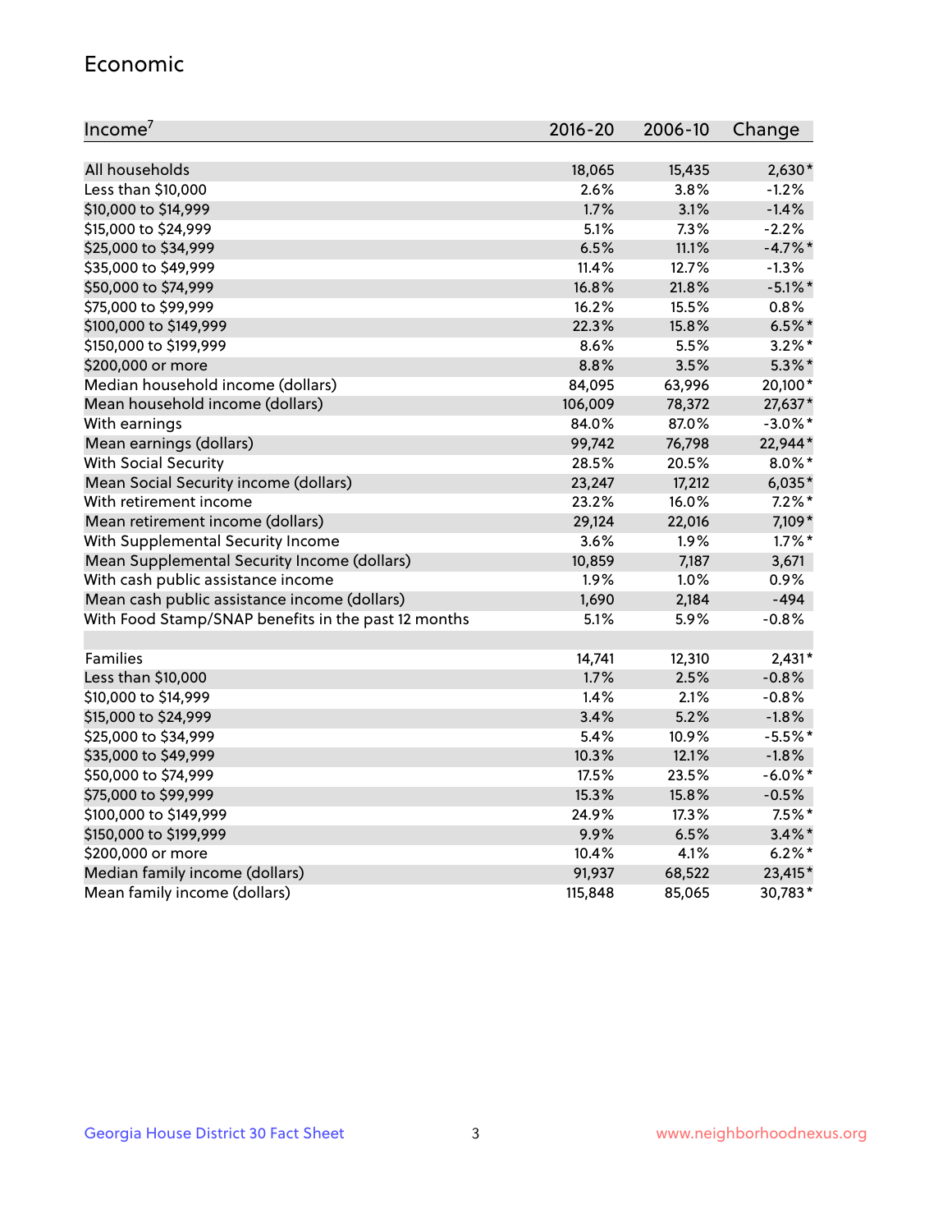## Economic

| Income[7] | 2016-20 | 2006-10 | Change |
|---|---|---|---|
| All households | 18,065 | 15,435 | 2,630* |
| Less than $10,000 | 2.6% | 3.8% | -1.2% |
| $10,000 to $14,999 | 1.7% | 3.1% | -1.4% |
| $15,000 to $24,999 | 5.1% | 7.3% | -2.2% |
| $25,000 to $34,999 | 6.5% | 11.1% | -4.7%* |
| $35,000 to $49,999 | 11.4% | 12.7% | -1.3% |
| $50,000 to $74,999 | 16.8% | 21.8% | -5.1%* |
| $75,000 to $99,999 | 16.2% | 15.5% | 0.8% |
| $100,000 to $149,999 | 22.3% | 15.8% | 6.5%* |
| $150,000 to $199,999 | 8.6% | 5.5% | 3.2%* |
| $200,000 or more | 8.8% | 3.5% | 5.3%* |
| Median household income (dollars) | 84,095 | 63,996 | 20,100* |
| Mean household income (dollars) | 106,009 | 78,372 | 27,637* |
| With earnings | 84.0% | 87.0% | -3.0%* |
| Mean earnings (dollars) | 99,742 | 76,798 | 22,944* |
| With Social Security | 28.5% | 20.5% | 8.0%* |
| Mean Social Security income (dollars) | 23,247 | 17,212 | 6,035* |
| With retirement income | 23.2% | 16.0% | 7.2%* |
| Mean retirement income (dollars) | 29,124 | 22,016 | 7,109* |
| With Supplemental Security Income | 3.6% | 1.9% | 1.7%* |
| Mean Supplemental Security Income (dollars) | 10,859 | 7,187 | 3,671 |
| With cash public assistance income | 1.9% | 1.0% | 0.9% |
| Mean cash public assistance income (dollars) | 1,690 | 2,184 | -494 |
| With Food Stamp/SNAP benefits in the past 12 months | 5.1% | 5.9% | -0.8% |
| | | | |
| Families | 14,741 | 12,310 | 2,431* |
| Less than $10,000 | 1.7% | 2.5% | -0.8% |
| $10,000 to $14,999 | 1.4% | 2.1% | -0.8% |
| $15,000 to $24,999 | 3.4% | 5.2% | -1.8% |
| $25,000 to $34,999 | 5.4% | 10.9% | -5.5%* |
| $35,000 to $49,999 | 10.3% | 12.1% | -1.8% |
| $50,000 to $74,999 | 17.5% | 23.5% | -6.0%* |
| $75,000 to $99,999 | 15.3% | 15.8% | -0.5% |
| $100,000 to $149,999 | 24.9% | 17.3% | 7.5%* |
| $150,000 to $199,999 | 9.9% | 6.5% | 3.4%* |
| $200,000 or more | 10.4% | 4.1% | 6.2%* |
| Median family income (dollars) | 91,937 | 68,522 | 23,415* |
| Mean family income (dollars) | 115,848 | 85,065 | 30,783* |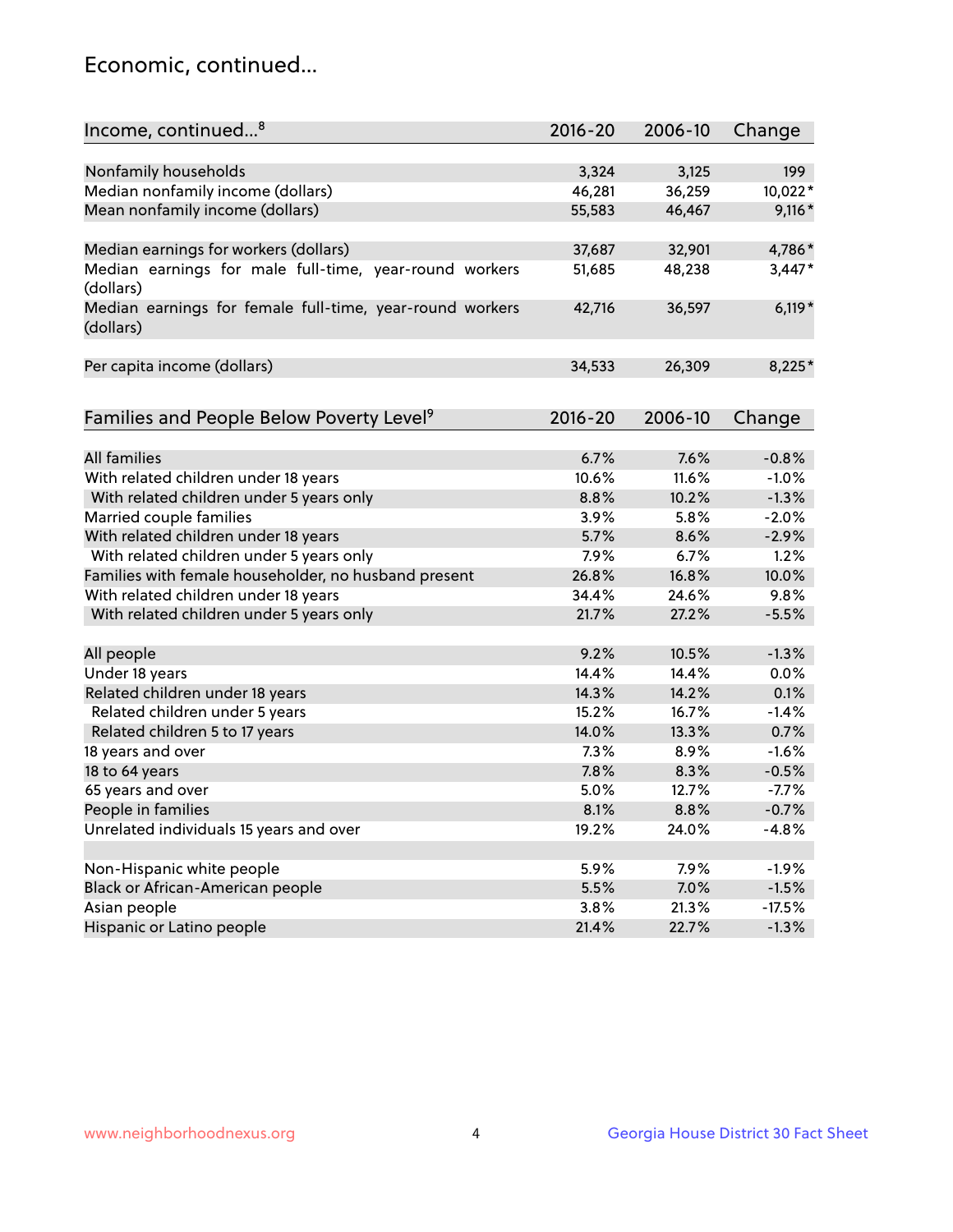## Economic, continued...

| Income, continued...[8] | 2016-20 | 2006-10 | Change |
|---|---|---|---|
| Nonfamily households | 3,324 | 3,125 | 199 |
| Median nonfamily income (dollars) | 46,281 | 36,259 | 10,022* |
| Mean nonfamily income (dollars) | 55,583 | 46,467 | 9,116* |
| Median earnings for workers (dollars) | 37,687 | 32,901 | 4,786* |
| Median earnings for male full-time, year-round workers (dollars) | 51,685 | 48,238 | 3,447* |
| Median earnings for female full-time, year-round workers (dollars) | 42,716 | 36,597 | 6,119* |
| Per capita income (dollars) | 34,533 | 26,309 | 8,225* |

| Families and People Below Poverty Level[9] | 2016-20 | 2006-10 | Change |
|---|---|---|---|
| All families | 6.7% | 7.6% | -0.8% |
| With related children under 18 years | 10.6% | 11.6% | -1.0% |
| With related children under 5 years only | 8.8% | 10.2% | -1.3% |
| Married couple families | 3.9% | 5.8% | -2.0% |
| With related children under 18 years | 5.7% | 8.6% | -2.9% |
| With related children under 5 years only | 7.9% | 6.7% | 1.2% |
| Families with female householder, no husband present | 26.8% | 16.8% | 10.0% |
| With related children under 18 years | 34.4% | 24.6% | 9.8% |
| With related children under 5 years only | 21.7% | 27.2% | -5.5% |
| All people | 9.2% | 10.5% | -1.3% |
| Under 18 years | 14.4% | 14.4% | 0.0% |
| Related children under 18 years | 14.3% | 14.2% | 0.1% |
| Related children under 5 years | 15.2% | 16.7% | -1.4% |
| Related children 5 to 17 years | 14.0% | 13.3% | 0.7% |
| 18 years and over | 7.3% | 8.9% | -1.6% |
| 18 to 64 years | 7.8% | 8.3% | -0.5% |
| 65 years and over | 5.0% | 12.7% | -7.7% |
| People in families | 8.1% | 8.8% | -0.7% |
| Unrelated individuals 15 years and over | 19.2% | 24.0% | -4.8% |
| Non-Hispanic white people | 5.9% | 7.9% | -1.9% |
| Black or African-American people | 5.5% | 7.0% | -1.5% |
| Asian people | 3.8% | 21.3% | -17.5% |
| Hispanic or Latino people | 21.4% | 22.7% | -1.3% |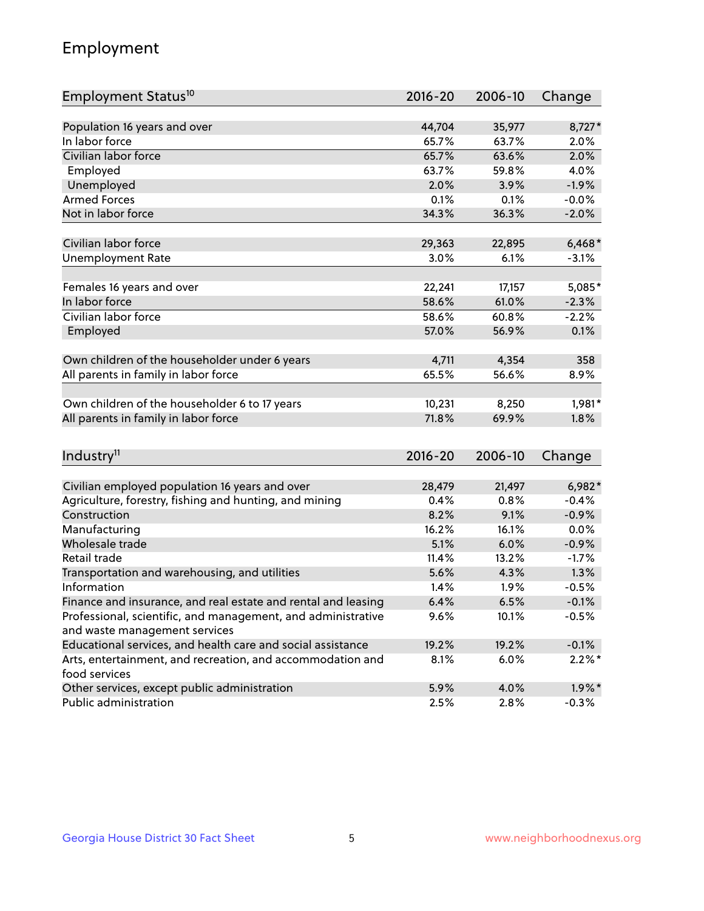# Employment

| Employment Status[10] | 2016-20 | 2006-10 | Change |
|---|---|---|---|
| Population 16 years and over | 44,704 | 35,977 | 8,727* |
| In labor force | 65.7% | 63.7% | 2.0% |
| Civilian labor force | 65.7% | 63.6% | 2.0% |
| Employed | 63.7% | 59.8% | 4.0% |
| Unemployed | 2.0% | 3.9% | -1.9% |
| Armed Forces | 0.1% | 0.1% | -0.0% |
| Not in labor force | 34.3% | 36.3% | -2.0% |
| | | | |
| Civilian labor force | 29,363 | 22,895 | 6,468* |
| Unemployment Rate | 3.0% | 6.1% | -3.1% |
| | | | |
| Females 16 years and over | 22,241 | 17,157 | 5,085* |
| In labor force | 58.6% | 61.0% | -2.3% |
| Civilian labor force | 58.6% | 60.8% | -2.2% |
| Employed | 57.0% | 56.9% | 0.1% |
| | | | |
| Own children of the householder under 6 years | 4,711 | 4,354 | 358 |
| All parents in family in labor force | 65.5% | 56.6% | 8.9% |
| | | | |
| Own children of the householder 6 to 17 years | 10,231 | 8,250 | 1,981* |
| All parents in family in labor force | 71.8% | 69.9% | 1.8% |

| Industry[11] | 2016-20 | 2006-10 | Change |
|---|---|---|---|
| Civilian employed population 16 years and over | 28,479 | 21,497 | 6,982* |
| Agriculture, forestry, fishing and hunting, and mining | 0.4% | 0.8% | -0.4% |
| Construction | 8.2% | 9.1% | -0.9% |
| Manufacturing | 16.2% | 16.1% | 0.0% |
| Wholesale trade | 5.1% | 6.0% | -0.9% |
| Retail trade | 11.4% | 13.2% | -1.7% |
| Transportation and warehousing, and utilities | 5.6% | 4.3% | 1.3% |
| Information | 1.4% | 1.9% | -0.5% |
| Finance and insurance, and real estate and rental and leasing | 6.4% | 6.5% | -0.1% |
| Professional, scientific, and management, and administrative and waste management services | 9.6% | 10.1% | -0.5% |
| Educational services, and health care and social assistance | 19.2% | 19.2% | -0.1% |
| Arts, entertainment, and recreation, and accommodation and food services | 8.1% | 6.0% | 2.2%* |
| Other services, except public administration | 5.9% | 4.0% | 1.9%* |
| Public administration | 2.5% | 2.8% | -0.3% |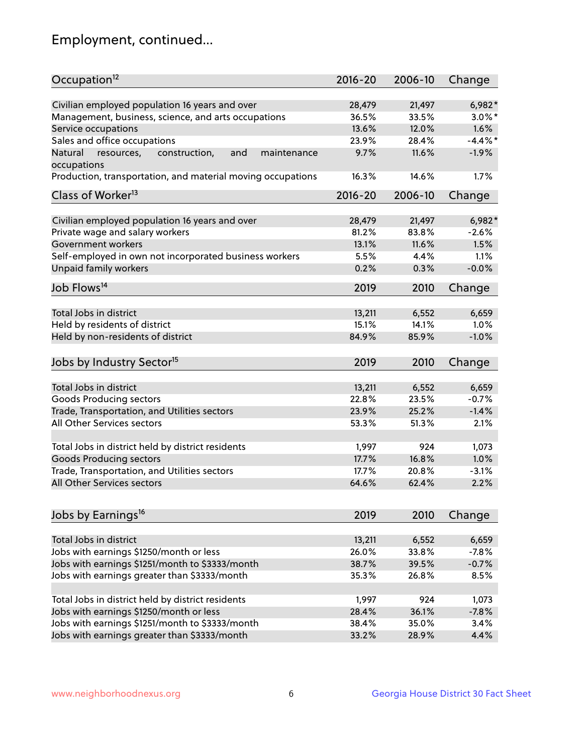## Employment, continued...

| Occupation[12] | 2016-20 | 2006-10 | Change |
|---|---|---|---|
| Civilian employed population 16 years and over | 28,479 | 21,497 | 6,982* |
| Management, business, science, and arts occupations | 36.5% | 33.5% | 3.0%* |
| Service occupations | 13.6% | 12.0% | 1.6% |
| Sales and office occupations | 23.9% | 28.4% | -4.4%* |
| Natural resources, construction, and maintenance occupations | 9.7% | 11.6% | -1.9% |
| Production, transportation, and material moving occupations | 16.3% | 14.6% | 1.7% |

| Class of Worker[13] | 2016-20 | 2006-10 | Change |
|---|---|---|---|
| Civilian employed population 16 years and over | 28,479 | 21,497 | 6,982* |
| Private wage and salary workers | 81.2% | 83.8% | -2.6% |
| Government workers | 13.1% | 11.6% | 1.5% |
| Self-employed in own not incorporated business workers | 5.5% | 4.4% | 1.1% |
| Unpaid family workers | 0.2% | 0.3% | -0.0% |

| Job Flows[14] | 2019 | 2010 | Change |
|---|---|---|---|
| Total Jobs in district | 13,211 | 6,552 | 6,659 |
| Held by residents of district | 15.1% | 14.1% | 1.0% |
| Held by non-residents of district | 84.9% | 85.9% | -1.0% |

| Jobs by Industry Sector[15] | 2019 | 2010 | Change |
|---|---|---|---|
| Total Jobs in district | 13,211 | 6,552 | 6,659 |
| Goods Producing sectors | 22.8% | 23.5% | -0.7% |
| Trade, Transportation, and Utilities sectors | 23.9% | 25.2% | -1.4% |
| All Other Services sectors | 53.3% | 51.3% | 2.1% |
| | | | |
| Total Jobs in district held by district residents | 1,997 | 924 | 1,073 |
| Goods Producing sectors | 17.7% | 16.8% | 1.0% |
| Trade, Transportation, and Utilities sectors | 17.7% | 20.8% | -3.1% |
| All Other Services sectors | 64.6% | 62.4% | 2.2% |

| Jobs by Earnings[16] | 2019 | 2010 | Change |
|---|---|---|---|
| Total Jobs in district | 13,211 | 6,552 | 6,659 |
| Jobs with earnings $1250/month or less | 26.0% | 33.8% | -7.8% |
| Jobs with earnings $1251/month to $3333/month | 38.7% | 39.5% | -0.7% |
| Jobs with earnings greater than $3333/month | 35.3% | 26.8% | 8.5% |
| | | | |
| Total Jobs in district held by district residents | 1,997 | 924 | 1,073 |
| Jobs with earnings $1250/month or less | 28.4% | 36.1% | -7.8% |
| Jobs with earnings $1251/month to $3333/month | 38.4% | 35.0% | 3.4% |
| Jobs with earnings greater than $3333/month | 33.2% | 28.9% | 4.4% |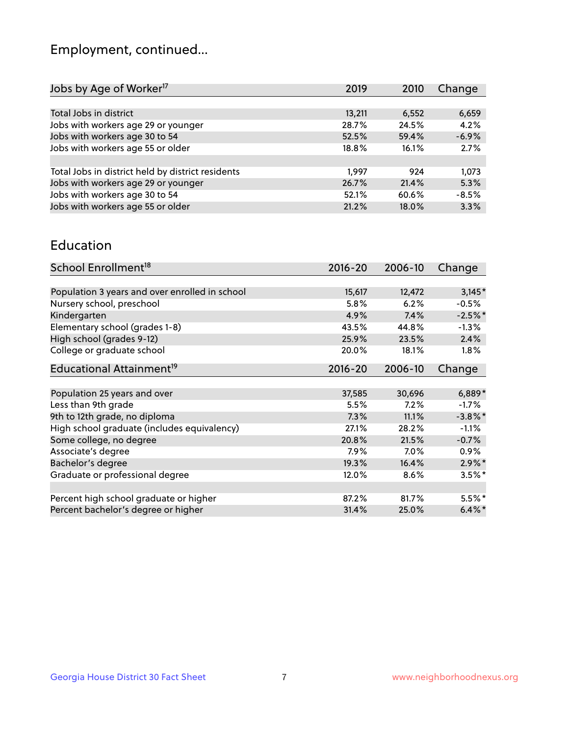## Employment, continued...

| Jobs by Age of Worker[17] | 2019 | 2010 | Change |
|---|---|---|---|
| | | | |
| Total Jobs in district | 13,211 | 6,552 | 6,659 |
| Jobs with workers age 29 or younger | 28.7% | 24.5% | 4.2% |
| Jobs with workers age 30 to 54 | 52.5% | 59.4% | -6.9% |
| Jobs with workers age 55 or older | 18.8% | 16.1% | 2.7% |
| | | | |
| Total Jobs in district held by district residents | 1,997 | 924 | 1,073 |
| Jobs with workers age 29 or younger | 26.7% | 21.4% | 5.3% |
| Jobs with workers age 30 to 54 | 52.1% | 60.6% | -8.5% |
| Jobs with workers age 55 or older | 21.2% | 18.0% | 3.3% |

## Education

| School Enrollment[18] | 2016-20 | 2006-10 | Change |
|---|---|---|---|
| | | | |
| Population 3 years and over enrolled in school | 15,617 | 12,472 | 3,145* |
| Nursery school, preschool | 5.8% | 6.2% | -0.5% |
| Kindergarten | 4.9% | 7.4% | -2.5%* |
| Elementary school (grades 1-8) | 43.5% | 44.8% | -1.3% |
| High school (grades 9-12) | 25.9% | 23.5% | 2.4% |
| College or graduate school | 20.0% | 18.1% | 1.8% |

| Educational Attainment[19] | 2016-20 | 2006-10 | Change |
|---|---|---|---|
| | | | |
| Population 25 years and over | 37,585 | 30,696 | 6,889* |
| Less than 9th grade | 5.5% | 7.2% | -1.7% |
| 9th to 12th grade, no diploma | 7.3% | 11.1% | -3.8%* |
| High school graduate (includes equivalency) | 27.1% | 28.2% | -1.1% |
| Some college, no degree | 20.8% | 21.5% | -0.7% |
| Associate's degree | 7.9% | 7.0% | 0.9% |
| Bachelor's degree | 19.3% | 16.4% | 2.9%* |
| Graduate or professional degree | 12.0% | 8.6% | 3.5%* |
| | | | |
| Percent high school graduate or higher | 87.2% | 81.7% | 5.5%* |
| Percent bachelor's degree or higher | 31.4% | 25.0% | 6.4%* |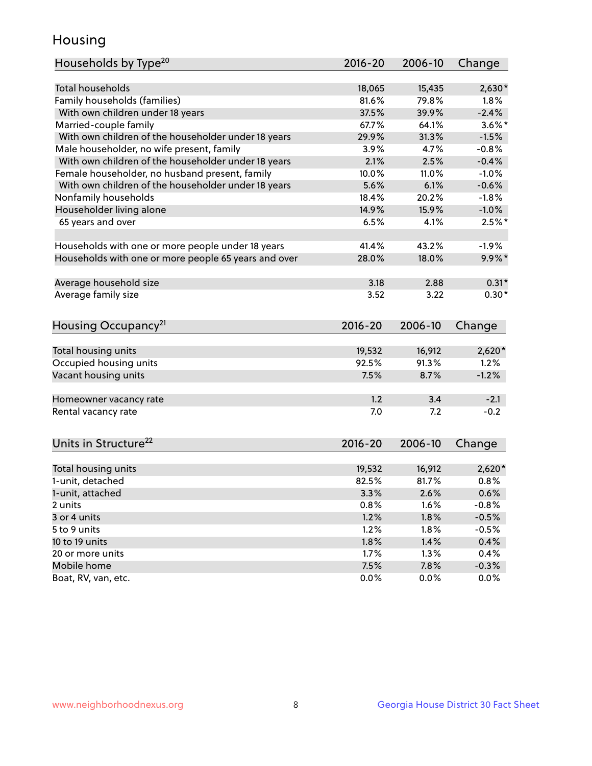# Housing

| Households by Type[20] | 2016-20 | 2006-10 | Change |
|---|---|---|---|
| Total households | 18,065 | 15,435 | 2,630* |
| Family households (families) | 81.6% | 79.8% | 1.8% |
| With own children under 18 years | 37.5% | 39.9% | -2.4% |
| Married-couple family | 67.7% | 64.1% | 3.6%* |
| With own children of the householder under 18 years | 29.9% | 31.3% | -1.5% |
| Male householder, no wife present, family | 3.9% | 4.7% | -0.8% |
| With own children of the householder under 18 years | 2.1% | 2.5% | -0.4% |
| Female householder, no husband present, family | 10.0% | 11.0% | -1.0% |
| With own children of the householder under 18 years | 5.6% | 6.1% | -0.6% |
| Nonfamily households | 18.4% | 20.2% | -1.8% |
| Householder living alone | 14.9% | 15.9% | -1.0% |
| 65 years and over | 6.5% | 4.1% | 2.5%* |
| | | | |
| Households with one or more people under 18 years | 41.4% | 43.2% | -1.9% |
| Households with one or more people 65 years and over | 28.0% | 18.0% | 9.9%* |
| | | | |
| Average household size | 3.18 | 2.88 | 0.31* |
| Average family size | 3.52 | 3.22 | 0.30* |

| Housing Occupancy[21] | 2016-20 | 2006-10 | Change |
|---|---|---|---|
| Total housing units | 19,532 | 16,912 | 2,620* |
| Occupied housing units | 92.5% | 91.3% | 1.2% |
| Vacant housing units | 7.5% | 8.7% | -1.2% |
| | | | |
| Homeowner vacancy rate | 1.2 | 3.4 | -2.1 |
| Rental vacancy rate | 7.0 | 7.2 | -0.2 |

| Units in Structure[22] | 2016-20 | 2006-10 | Change |
|---|---|---|---|
| Total housing units | 19,532 | 16,912 | 2,620* |
| 1-unit, detached | 82.5% | 81.7% | 0.8% |
| 1-unit, attached | 3.3% | 2.6% | 0.6% |
| 2 units | 0.8% | 1.6% | -0.8% |
| 3 or 4 units | 1.2% | 1.8% | -0.5% |
| 5 to 9 units | 1.2% | 1.8% | -0.5% |
| 10 to 19 units | 1.8% | 1.4% | 0.4% |
| 20 or more units | 1.7% | 1.3% | 0.4% |
| Mobile home | 7.5% | 7.8% | -0.3% |
| Boat, RV, van, etc. | 0.0% | 0.0% | 0.0% |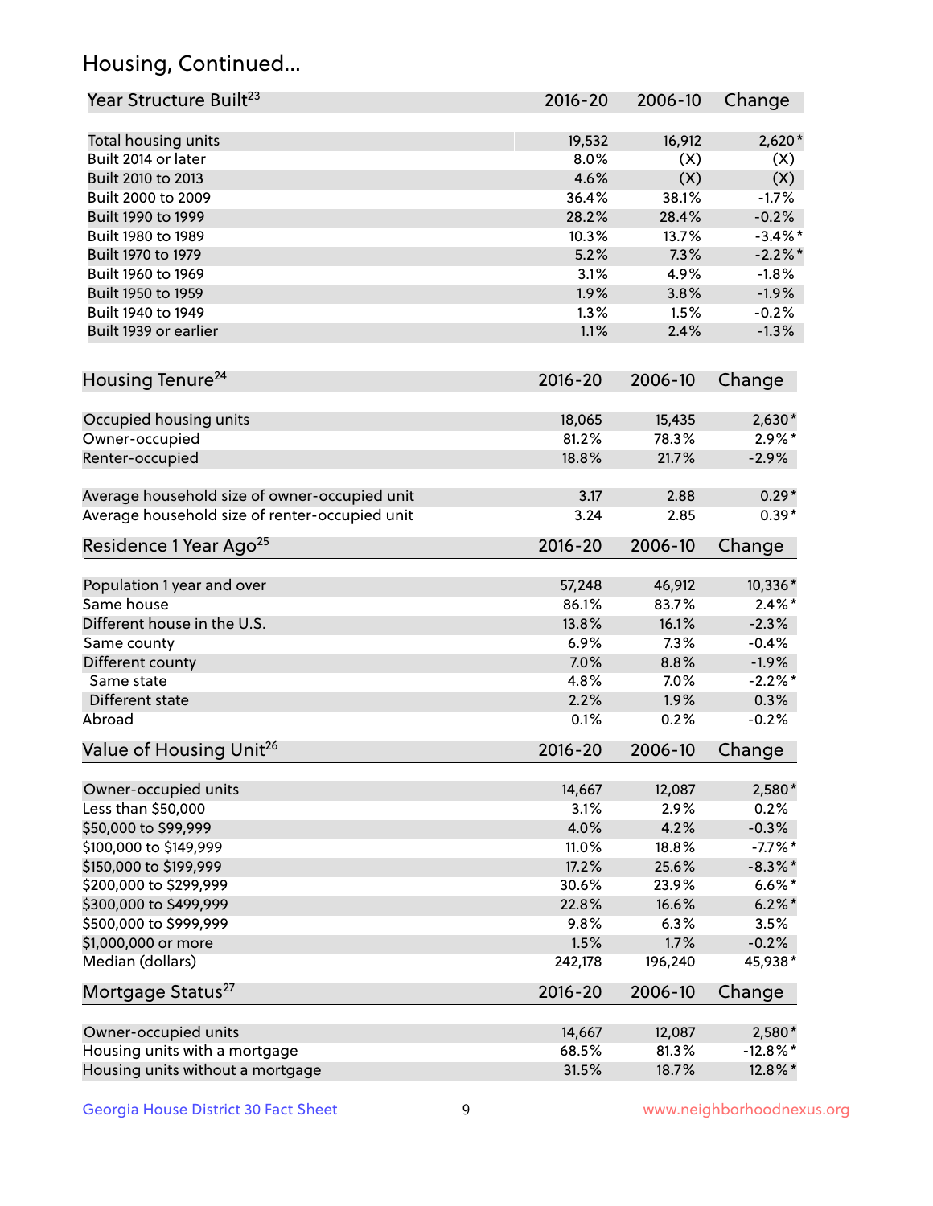## Housing, Continued...

| Year Structure Built[23] | 2016-20 | 2006-10 | Change |
|---|---|---|---|
| Total housing units | 19,532 | 16,912 | 2,620* |
| Built 2014 or later | 8.0% | (X) | (X) |
| Built 2010 to 2013 | 4.6% | (X) | (X) |
| Built 2000 to 2009 | 36.4% | 38.1% | -1.7% |
| Built 1990 to 1999 | 28.2% | 28.4% | -0.2% |
| Built 1980 to 1989 | 10.3% | 13.7% | -3.4%* |
| Built 1970 to 1979 | 5.2% | 7.3% | -2.2%* |
| Built 1960 to 1969 | 3.1% | 4.9% | -1.8% |
| Built 1950 to 1959 | 1.9% | 3.8% | -1.9% |
| Built 1940 to 1949 | 1.3% | 1.5% | -0.2% |
| Built 1939 or earlier | 1.1% | 2.4% | -1.3% |

| Housing Tenure[24] | 2016-20 | 2006-10 | Change |
|---|---|---|---|
| Occupied housing units | 18,065 | 15,435 | 2,630* |
| Owner-occupied | 81.2% | 78.3% | 2.9%* |
| Renter-occupied | 18.8% | 21.7% | -2.9% |
| Average household size of owner-occupied unit | 3.17 | 2.88 | 0.29* |
| Average household size of renter-occupied unit | 3.24 | 2.85 | 0.39* |

| Residence 1 Year Ago[25] | 2016-20 | 2006-10 | Change |
|---|---|---|---|
| Population 1 year and over | 57,248 | 46,912 | 10,336* |
| Same house | 86.1% | 83.7% | 2.4%* |
| Different house in the U.S. | 13.8% | 16.1% | -2.3% |
| Same county | 6.9% | 7.3% | -0.4% |
| Different county | 7.0% | 8.8% | -1.9% |
| Same state | 4.8% | 7.0% | -2.2%* |
| Different state | 2.2% | 1.9% | 0.3% |
| Abroad | 0.1% | 0.2% | -0.2% |

| Value of Housing Unit[26] | 2016-20 | 2006-10 | Change |
|---|---|---|---|
| Owner-occupied units | 14,667 | 12,087 | 2,580* |
| Less than $50,000 | 3.1% | 2.9% | 0.2% |
| $50,000 to $99,999 | 4.0% | 4.2% | -0.3% |
| $100,000 to $149,999 | 11.0% | 18.8% | -7.7%* |
| $150,000 to $199,999 | 17.2% | 25.6% | -8.3%* |
| $200,000 to $299,999 | 30.6% | 23.9% | 6.6%* |
| $300,000 to $499,999 | 22.8% | 16.6% | 6.2%* |
| $500,000 to $999,999 | 9.8% | 6.3% | 3.5% |
| $1,000,000 or more | 1.5% | 1.7% | -0.2% |
| Median (dollars) | 242,178 | 196,240 | 45,938* |

| Mortgage Status[27] | 2016-20 | 2006-10 | Change |
|---|---|---|---|
| Owner-occupied units | 14,667 | 12,087 | 2,580* |
| Housing units with a mortgage | 68.5% | 81.3% | -12.8%* |
| Housing units without a mortgage | 31.5% | 18.7% | 12.8%* |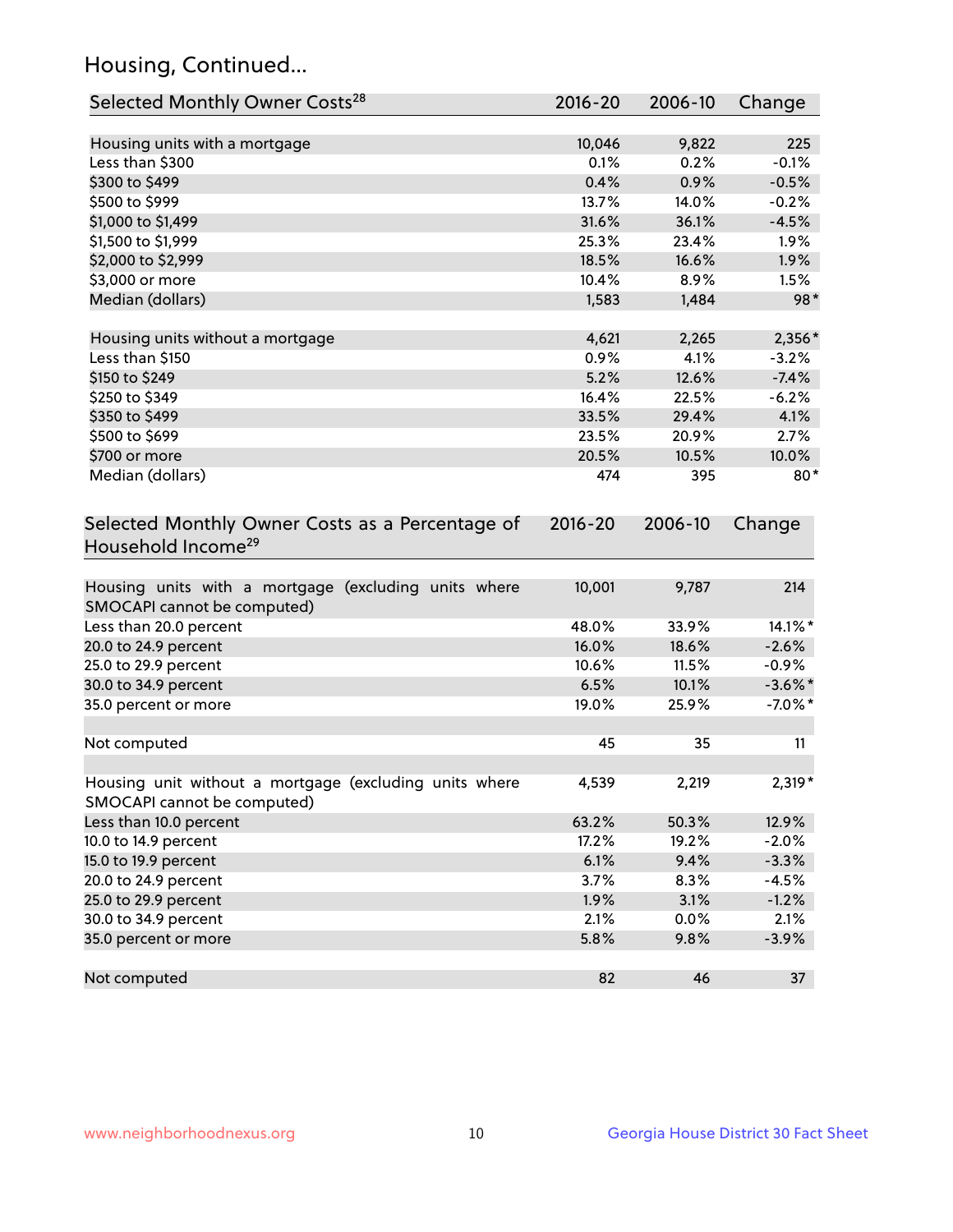## Housing, Continued...

| Selected Monthly Owner Costs[28] | 2016-20 | 2006-10 | Change |
|---|---|---|---|
| Housing units with a mortgage | 10,046 | 9,822 | 225 |
| Less than $300 | 0.1% | 0.2% | -0.1% |
| $300 to $499 | 0.4% | 0.9% | -0.5% |
| $500 to $999 | 13.7% | 14.0% | -0.2% |
| $1,000 to $1,499 | 31.6% | 36.1% | -4.5% |
| $1,500 to $1,999 | 25.3% | 23.4% | 1.9% |
| $2,000 to $2,999 | 18.5% | 16.6% | 1.9% |
| $3,000 or more | 10.4% | 8.9% | 1.5% |
| Median (dollars) | 1,583 | 1,484 | 98* |
| Housing units without a mortgage | 4,621 | 2,265 | 2,356* |
| Less than $150 | 0.9% | 4.1% | -3.2% |
| $150 to $249 | 5.2% | 12.6% | -7.4% |
| $250 to $349 | 16.4% | 22.5% | -6.2% |
| $350 to $499 | 33.5% | 29.4% | 4.1% |
| $500 to $699 | 23.5% | 20.9% | 2.7% |
| $700 or more | 20.5% | 10.5% | 10.0% |
| Median (dollars) | 474 | 395 | 80* |

| Selected Monthly Owner Costs as a Percentage of Household Income[29] | 2016-20 | 2006-10 | Change |
|---|---|---|---|
| Housing units with a mortgage (excluding units where SMOCAPI cannot be computed) | 10,001 | 9,787 | 214 |
| Less than 20.0 percent | 48.0% | 33.9% | 14.1%* |
| 20.0 to 24.9 percent | 16.0% | 18.6% | -2.6% |
| 25.0 to 29.9 percent | 10.6% | 11.5% | -0.9% |
| 30.0 to 34.9 percent | 6.5% | 10.1% | -3.6%* |
| 35.0 percent or more | 19.0% | 25.9% | -7.0%* |
| Not computed | 45 | 35 | 11 |
| Housing unit without a mortgage (excluding units where SMOCAPI cannot be computed) | 4,539 | 2,219 | 2,319* |
| Less than 10.0 percent | 63.2% | 50.3% | 12.9% |
| 10.0 to 14.9 percent | 17.2% | 19.2% | -2.0% |
| 15.0 to 19.9 percent | 6.1% | 9.4% | -3.3% |
| 20.0 to 24.9 percent | 3.7% | 8.3% | -4.5% |
| 25.0 to 29.9 percent | 1.9% | 3.1% | -1.2% |
| 30.0 to 34.9 percent | 2.1% | 0.0% | 2.1% |
| 35.0 percent or more | 5.8% | 9.8% | -3.9% |
| Not computed | 82 | 46 | 37 |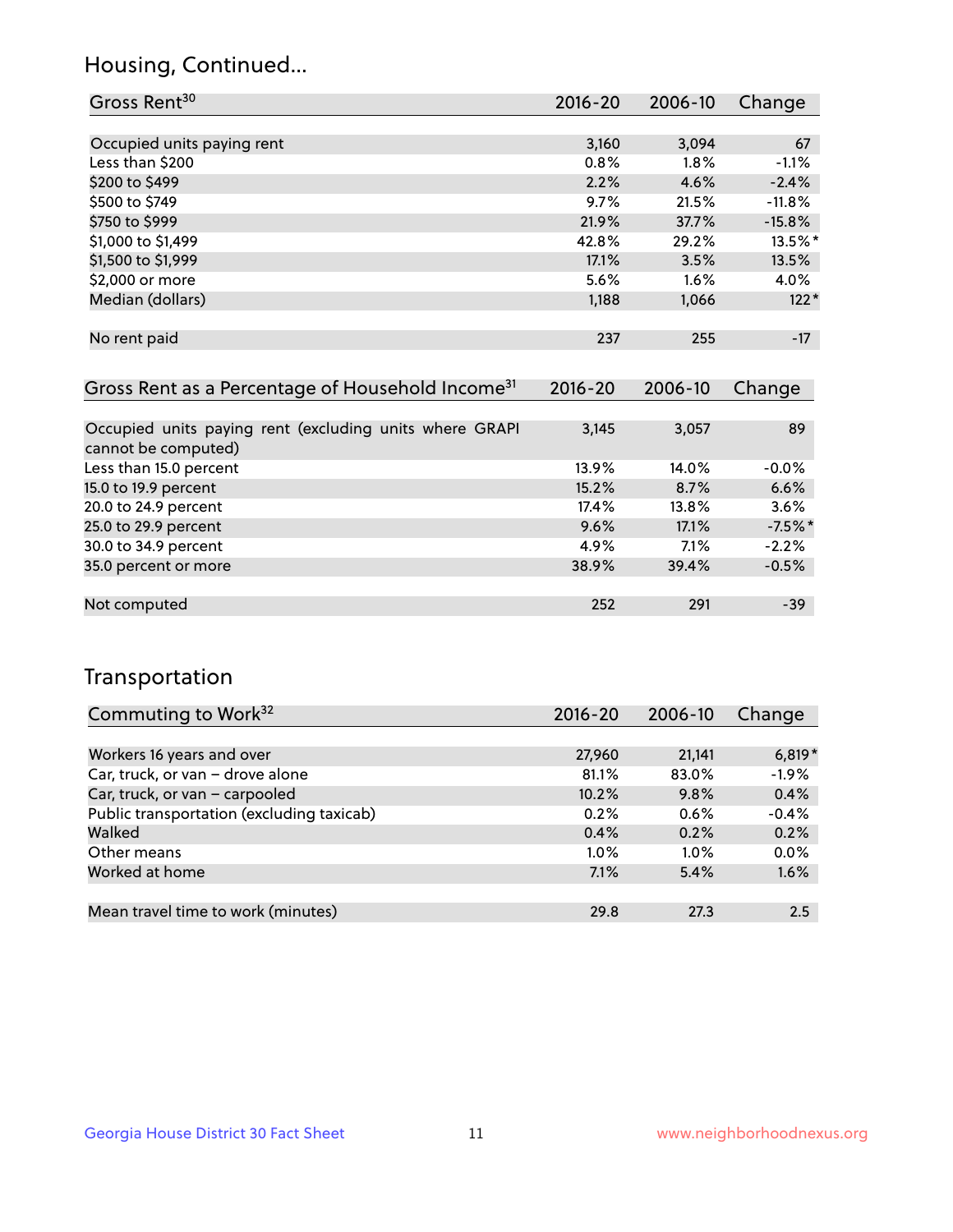## Housing, Continued...

| Gross Rent[30] | 2016-20 | 2006-10 | Change |
|---|---|---|---|
| Occupied units paying rent | 3,160 | 3,094 | 67 |
| Less than $200 | 0.8% | 1.8% | -1.1% |
| $200 to $499 | 2.2% | 4.6% | -2.4% |
| $500 to $749 | 9.7% | 21.5% | -11.8% |
| $750 to $999 | 21.9% | 37.7% | -15.8% |
| $1,000 to $1,499 | 42.8% | 29.2% | 13.5%* |
| $1,500 to $1,999 | 17.1% | 3.5% | 13.5% |
| $2,000 or more | 5.6% | 1.6% | 4.0% |
| Median (dollars) | 1,188 | 1,066 | 122* |
| No rent paid | 237 | 255 | -17 |

| Gross Rent as a Percentage of Household Income[31] | 2016-20 | 2006-10 | Change |
|---|---|---|---|
| Occupied units paying rent (excluding units where GRAPI cannot be computed) | 3,145 | 3,057 | 89 |
| Less than 15.0 percent | 13.9% | 14.0% | -0.0% |
| 15.0 to 19.9 percent | 15.2% | 8.7% | 6.6% |
| 20.0 to 24.9 percent | 17.4% | 13.8% | 3.6% |
| 25.0 to 29.9 percent | 9.6% | 17.1% | -7.5%* |
| 30.0 to 34.9 percent | 4.9% | 7.1% | -2.2% |
| 35.0 percent or more | 38.9% | 39.4% | -0.5% |
| Not computed | 252 | 291 | -39 |

## Transportation

| Commuting to Work[32] | 2016-20 | 2006-10 | Change |
|---|---|---|---|
| Workers 16 years and over | 27,960 | 21,141 | 6,819* |
| Car, truck, or van – drove alone | 81.1% | 83.0% | -1.9% |
| Car, truck, or van – carpooled | 10.2% | 9.8% | 0.4% |
| Public transportation (excluding taxicab) | 0.2% | 0.6% | -0.4% |
| Walked | 0.4% | 0.2% | 0.2% |
| Other means | 1.0% | 1.0% | 0.0% |
| Worked at home | 7.1% | 5.4% | 1.6% |
| Mean travel time to work (minutes) | 29.8 | 27.3 | 2.5 |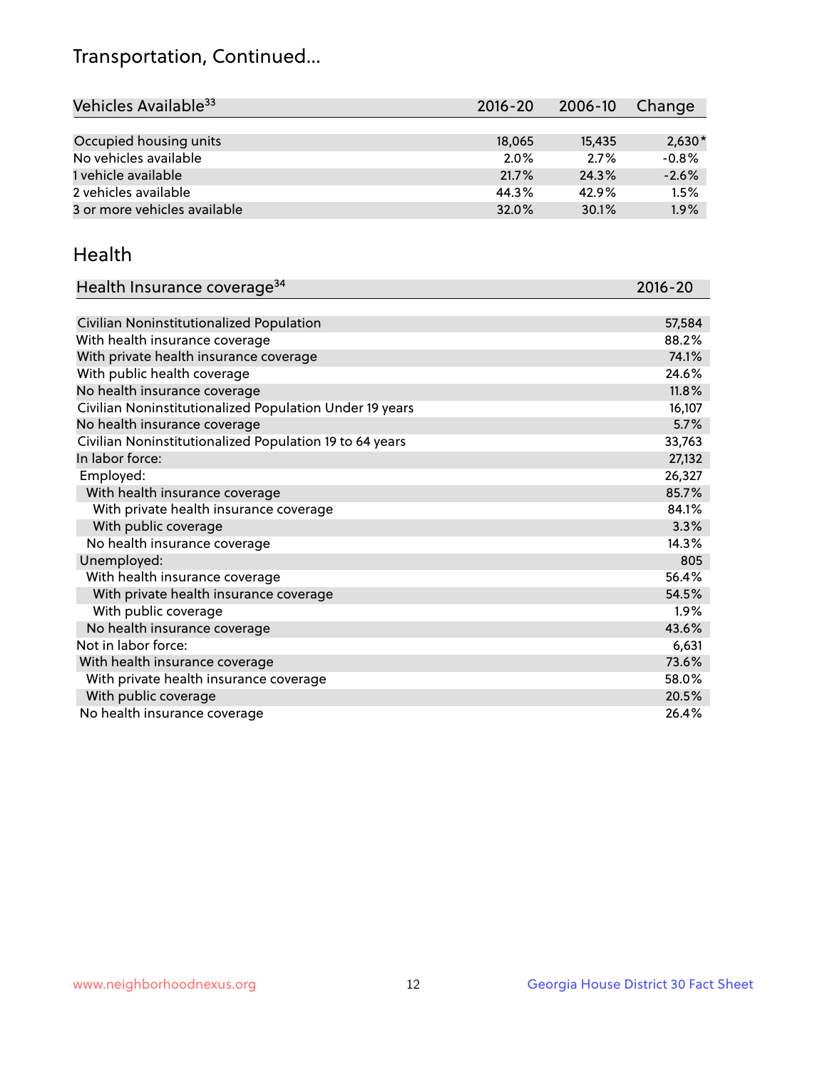## Transportation, Continued...

| Vehicles Available[33] | 2016-20 | 2006-10 | Change |
|---|---|---|---|
| Occupied housing units | 18,065 | 15,435 | 2,630* |
| No vehicles available | 2.0% | 2.7% | -0.8% |
| 1 vehicle available | 21.7% | 24.3% | -2.6% |
| 2 vehicles available | 44.3% | 42.9% | 1.5% |
| 3 or more vehicles available | 32.0% | 30.1% | 1.9% |

## Health

| Health Insurance coverage[34] | 2016-20 |
|---|---|
| Civilian Noninstitutionalized Population | 57,584 |
| With health insurance coverage | 88.2% |
| With private health insurance coverage | 74.1% |
| With public health coverage | 24.6% |
| No health insurance coverage | 11.8% |
| Civilian Noninstitutionalized Population Under 19 years | 16,107 |
| No health insurance coverage | 5.7% |
| Civilian Noninstitutionalized Population 19 to 64 years | 33,763 |
| In labor force: | 27,132 |
| Employed: | 26,327 |
| With health insurance coverage | 85.7% |
| With private health insurance coverage | 84.1% |
| With public coverage | 3.3% |
| No health insurance coverage | 14.3% |
| Unemployed: | 805 |
| With health insurance coverage | 56.4% |
| With private health insurance coverage | 54.5% |
| With public coverage | 1.9% |
| No health insurance coverage | 43.6% |
| Not in labor force: | 6,631 |
| With health insurance coverage | 73.6% |
| With private health insurance coverage | 58.0% |
| With public coverage | 20.5% |
| No health insurance coverage | 26.4% |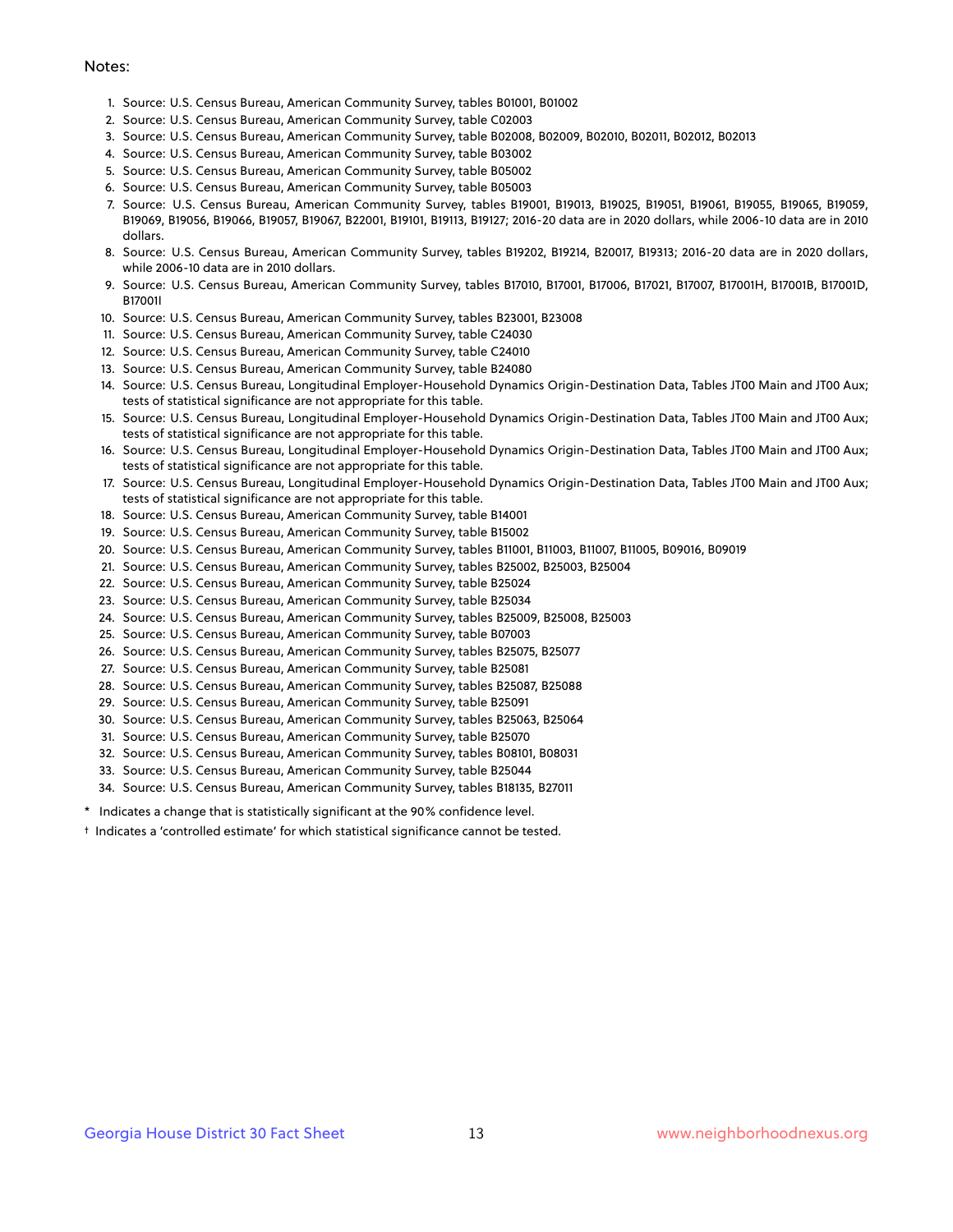Notes:

1. Source: U.S. Census Bureau, American Community Survey, tables B01001, B01002
2. Source: U.S. Census Bureau, American Community Survey, table C02003
3. Source: U.S. Census Bureau, American Community Survey, table B02008, B02009, B02010, B02011, B02012, B02013
4. Source: U.S. Census Bureau, American Community Survey, table B03002
5. Source: U.S. Census Bureau, American Community Survey, table B05002
6. Source: U.S. Census Bureau, American Community Survey, table B05003
7. Source: U.S. Census Bureau, American Community Survey, tables B19001, B19013, B19025, B19051, B19061, B19055, B19065, B19059, B19069, B19056, B19066, B19057, B19067, B22001, B19101, B19113, B19127; 2016-20 data are in 2020 dollars, while 2006-10 data are in 2010 dollars.
8. Source: U.S. Census Bureau, American Community Survey, tables B19202, B19214, B20017, B19313; 2016-20 data are in 2020 dollars, while 2006-10 data are in 2010 dollars.
9. Source: U.S. Census Bureau, American Community Survey, tables B17010, B17001, B17006, B17021, B17007, B17001H, B17001B, B17001D, B17001I
10. Source: U.S. Census Bureau, American Community Survey, tables B23001, B23008
11. Source: U.S. Census Bureau, American Community Survey, table C24030
12. Source: U.S. Census Bureau, American Community Survey, table C24010
13. Source: U.S. Census Bureau, American Community Survey, table B24080
14. Source: U.S. Census Bureau, Longitudinal Employer-Household Dynamics Origin-Destination Data, Tables JT00 Main and JT00 Aux; tests of statistical significance are not appropriate for this table.
15. Source: U.S. Census Bureau, Longitudinal Employer-Household Dynamics Origin-Destination Data, Tables JT00 Main and JT00 Aux; tests of statistical significance are not appropriate for this table.
16. Source: U.S. Census Bureau, Longitudinal Employer-Household Dynamics Origin-Destination Data, Tables JT00 Main and JT00 Aux; tests of statistical significance are not appropriate for this table.
17. Source: U.S. Census Bureau, Longitudinal Employer-Household Dynamics Origin-Destination Data, Tables JT00 Main and JT00 Aux; tests of statistical significance are not appropriate for this table.
18. Source: U.S. Census Bureau, American Community Survey, table B14001
19. Source: U.S. Census Bureau, American Community Survey, table B15002
20. Source: U.S. Census Bureau, American Community Survey, tables B11001, B11003, B11007, B11005, B09016, B09019
21. Source: U.S. Census Bureau, American Community Survey, tables B25002, B25003, B25004
22. Source: U.S. Census Bureau, American Community Survey, table B25024
23. Source: U.S. Census Bureau, American Community Survey, table B25034
24. Source: U.S. Census Bureau, American Community Survey, tables B25009, B25008, B25003
25. Source: U.S. Census Bureau, American Community Survey, table B07003
26. Source: U.S. Census Bureau, American Community Survey, tables B25075, B25077
27. Source: U.S. Census Bureau, American Community Survey, table B25081
28. Source: U.S. Census Bureau, American Community Survey, tables B25087, B25088
29. Source: U.S. Census Bureau, American Community Survey, table B25091
30. Source: U.S. Census Bureau, American Community Survey, tables B25063, B25064
31. Source: U.S. Census Bureau, American Community Survey, table B25070
32. Source: U.S. Census Bureau, American Community Survey, tables B08101, B08031
33. Source: U.S. Census Bureau, American Community Survey, table B25044
34. Source: U.S. Census Bureau, American Community Survey, tables B18135, B27011

\* Indicates a change that is statistically significant at the 90% confidence level.

† Indicates a 'controlled estimate' for which statistical significance cannot be tested.